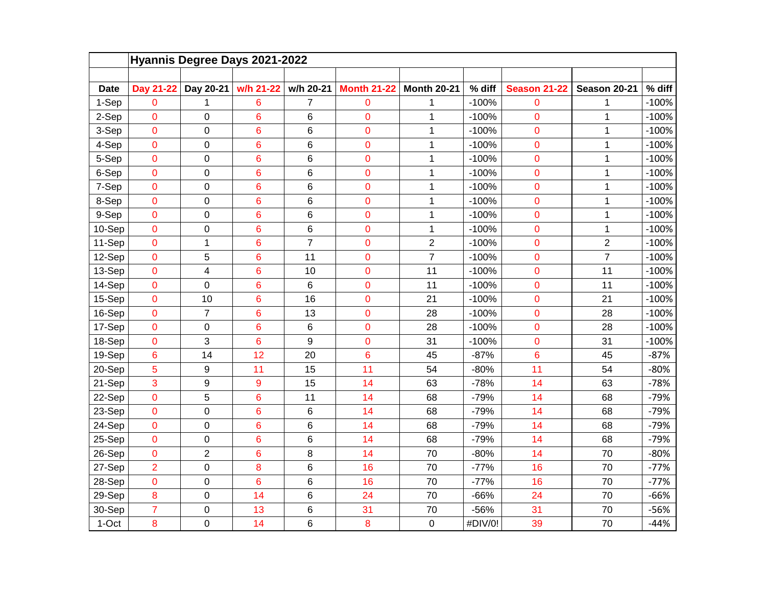# Hyannis Degree Days 2021-2022

| Date | Day 21-22 | Day 20-21 | w/h 21-22 | w/h 20-21 | Month 21-22 | Month 20-21 | % diff | Season 21-22 | Season 20-21 | % diff |
|---|---|---|---|---|---|---|---|---|---|---|
| 1-Sep | 0 | 1 | 6 | 7 | 0 | 1 | -100% | 0 | 1 | -100% |
| 2-Sep | 0 | 0 | 6 | 6 | 0 | 1 | -100% | 0 | 1 | -100% |
| 3-Sep | 0 | 0 | 6 | 6 | 0 | 1 | -100% | 0 | 1 | -100% |
| 4-Sep | 0 | 0 | 6 | 6 | 0 | 1 | -100% | 0 | 1 | -100% |
| 5-Sep | 0 | 0 | 6 | 6 | 0 | 1 | -100% | 0 | 1 | -100% |
| 6-Sep | 0 | 0 | 6 | 6 | 0 | 1 | -100% | 0 | 1 | -100% |
| 7-Sep | 0 | 0 | 6 | 6 | 0 | 1 | -100% | 0 | 1 | -100% |
| 8-Sep | 0 | 0 | 6 | 6 | 0 | 1 | -100% | 0 | 1 | -100% |
| 9-Sep | 0 | 0 | 6 | 6 | 0 | 1 | -100% | 0 | 1 | -100% |
| 10-Sep | 0 | 0 | 6 | 6 | 0 | 1 | -100% | 0 | 1 | -100% |
| 11-Sep | 0 | 1 | 6 | 7 | 0 | 2 | -100% | 0 | 2 | -100% |
| 12-Sep | 0 | 5 | 6 | 11 | 0 | 7 | -100% | 0 | 7 | -100% |
| 13-Sep | 0 | 4 | 6 | 10 | 0 | 11 | -100% | 0 | 11 | -100% |
| 14-Sep | 0 | 0 | 6 | 6 | 0 | 11 | -100% | 0 | 11 | -100% |
| 15-Sep | 0 | 10 | 6 | 16 | 0 | 21 | -100% | 0 | 21 | -100% |
| 16-Sep | 0 | 7 | 6 | 13 | 0 | 28 | -100% | 0 | 28 | -100% |
| 17-Sep | 0 | 0 | 6 | 6 | 0 | 28 | -100% | 0 | 28 | -100% |
| 18-Sep | 0 | 3 | 6 | 9 | 0 | 31 | -100% | 0 | 31 | -100% |
| 19-Sep | 6 | 14 | 12 | 20 | 6 | 45 | -87% | 6 | 45 | -87% |
| 20-Sep | 5 | 9 | 11 | 15 | 11 | 54 | -80% | 11 | 54 | -80% |
| 21-Sep | 3 | 9 | 9 | 15 | 14 | 63 | -78% | 14 | 63 | -78% |
| 22-Sep | 0 | 5 | 6 | 11 | 14 | 68 | -79% | 14 | 68 | -79% |
| 23-Sep | 0 | 0 | 6 | 6 | 14 | 68 | -79% | 14 | 68 | -79% |
| 24-Sep | 0 | 0 | 6 | 6 | 14 | 68 | -79% | 14 | 68 | -79% |
| 25-Sep | 0 | 0 | 6 | 6 | 14 | 68 | -79% | 14 | 68 | -79% |
| 26-Sep | 0 | 2 | 6 | 8 | 14 | 70 | -80% | 14 | 70 | -80% |
| 27-Sep | 2 | 0 | 8 | 6 | 16 | 70 | -77% | 16 | 70 | -77% |
| 28-Sep | 0 | 0 | 6 | 6 | 16 | 70 | -77% | 16 | 70 | -77% |
| 29-Sep | 8 | 0 | 14 | 6 | 24 | 70 | -66% | 24 | 70 | -66% |
| 30-Sep | 7 | 0 | 13 | 6 | 31 | 70 | -56% | 31 | 70 | -56% |
| 1-Oct | 8 | 0 | 14 | 6 | 8 | 0 | #DIV/0! | 39 | 70 | -44% |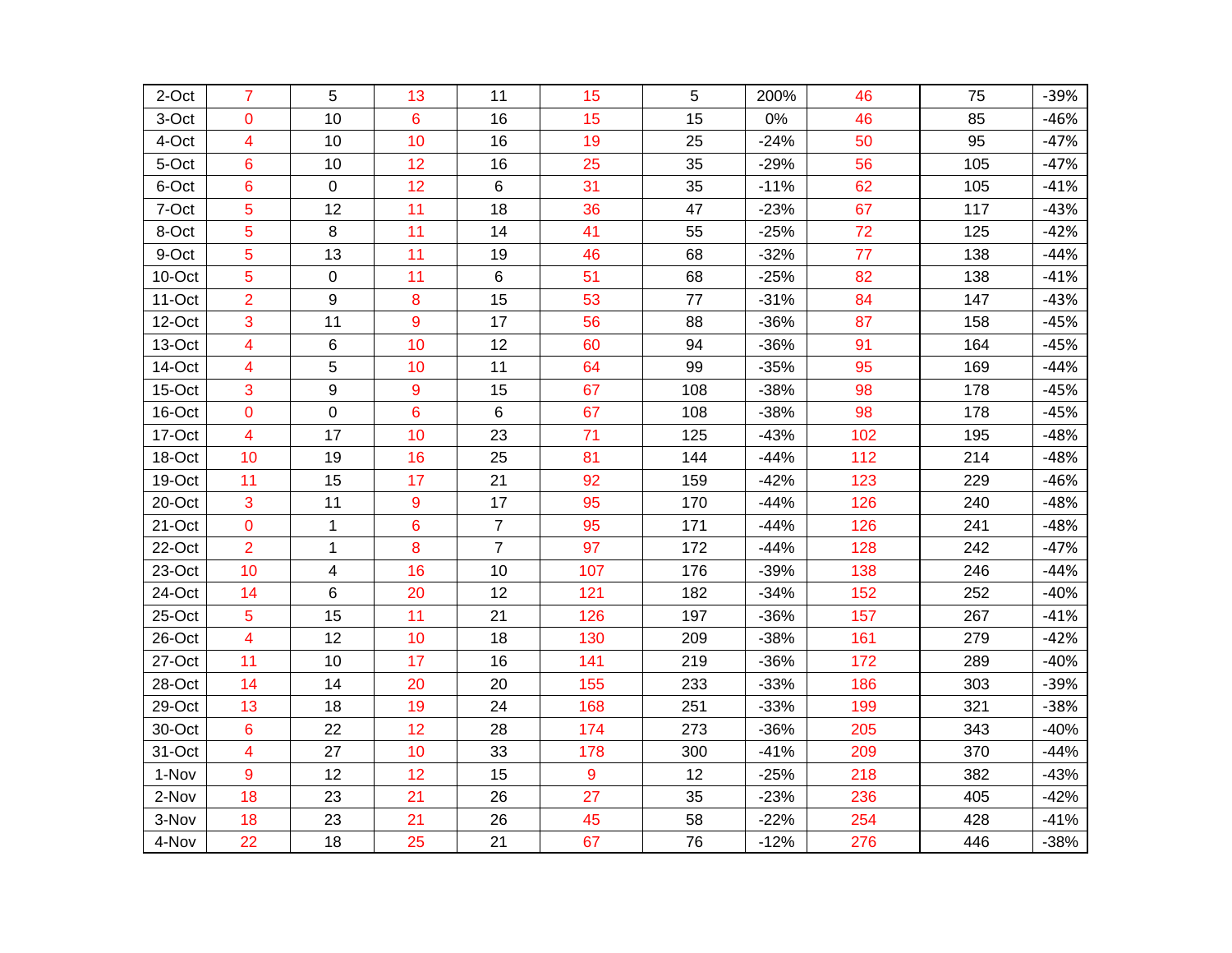| | | | | | | | | | | |
|---|---|---|---|---|---|---|---|---|---|---|
| 2-Oct | 7 | 5 | 13 | 11 | 15 | 5 | 200% | 46 | 75 | -39% |
| 3-Oct | 0 | 10 | 6 | 16 | 15 | 15 | 0% | 46 | 85 | -46% |
| 4-Oct | 4 | 10 | 10 | 16 | 19 | 25 | -24% | 50 | 95 | -47% |
| 5-Oct | 6 | 10 | 12 | 16 | 25 | 35 | -29% | 56 | 105 | -47% |
| 6-Oct | 6 | 0 | 12 | 6 | 31 | 35 | -11% | 62 | 105 | -41% |
| 7-Oct | 5 | 12 | 11 | 18 | 36 | 47 | -23% | 67 | 117 | -43% |
| 8-Oct | 5 | 8 | 11 | 14 | 41 | 55 | -25% | 72 | 125 | -42% |
| 9-Oct | 5 | 13 | 11 | 19 | 46 | 68 | -32% | 77 | 138 | -44% |
| 10-Oct | 5 | 0 | 11 | 6 | 51 | 68 | -25% | 82 | 138 | -41% |
| 11-Oct | 2 | 9 | 8 | 15 | 53 | 77 | -31% | 84 | 147 | -43% |
| 12-Oct | 3 | 11 | 9 | 17 | 56 | 88 | -36% | 87 | 158 | -45% |
| 13-Oct | 4 | 6 | 10 | 12 | 60 | 94 | -36% | 91 | 164 | -45% |
| 14-Oct | 4 | 5 | 10 | 11 | 64 | 99 | -35% | 95 | 169 | -44% |
| 15-Oct | 3 | 9 | 9 | 15 | 67 | 108 | -38% | 98 | 178 | -45% |
| 16-Oct | 0 | 0 | 6 | 6 | 67 | 108 | -38% | 98 | 178 | -45% |
| 17-Oct | 4 | 17 | 10 | 23 | 71 | 125 | -43% | 102 | 195 | -48% |
| 18-Oct | 10 | 19 | 16 | 25 | 81 | 144 | -44% | 112 | 214 | -48% |
| 19-Oct | 11 | 15 | 17 | 21 | 92 | 159 | -42% | 123 | 229 | -46% |
| 20-Oct | 3 | 11 | 9 | 17 | 95 | 170 | -44% | 126 | 240 | -48% |
| 21-Oct | 0 | 1 | 6 | 7 | 95 | 171 | -44% | 126 | 241 | -48% |
| 22-Oct | 2 | 1 | 8 | 7 | 97 | 172 | -44% | 128 | 242 | -47% |
| 23-Oct | 10 | 4 | 16 | 10 | 107 | 176 | -39% | 138 | 246 | -44% |
| 24-Oct | 14 | 6 | 20 | 12 | 121 | 182 | -34% | 152 | 252 | -40% |
| 25-Oct | 5 | 15 | 11 | 21 | 126 | 197 | -36% | 157 | 267 | -41% |
| 26-Oct | 4 | 12 | 10 | 18 | 130 | 209 | -38% | 161 | 279 | -42% |
| 27-Oct | 11 | 10 | 17 | 16 | 141 | 219 | -36% | 172 | 289 | -40% |
| 28-Oct | 14 | 14 | 20 | 20 | 155 | 233 | -33% | 186 | 303 | -39% |
| 29-Oct | 13 | 18 | 19 | 24 | 168 | 251 | -33% | 199 | 321 | -38% |
| 30-Oct | 6 | 22 | 12 | 28 | 174 | 273 | -36% | 205 | 343 | -40% |
| 31-Oct | 4 | 27 | 10 | 33 | 178 | 300 | -41% | 209 | 370 | -44% |
| 1-Nov | 9 | 12 | 12 | 15 | 9 | 12 | -25% | 218 | 382 | -43% |
| 2-Nov | 18 | 23 | 21 | 26 | 27 | 35 | -23% | 236 | 405 | -42% |
| 3-Nov | 18 | 23 | 21 | 26 | 45 | 58 | -22% | 254 | 428 | -41% |
| 4-Nov | 22 | 18 | 25 | 21 | 67 | 76 | -12% | 276 | 446 | -38% |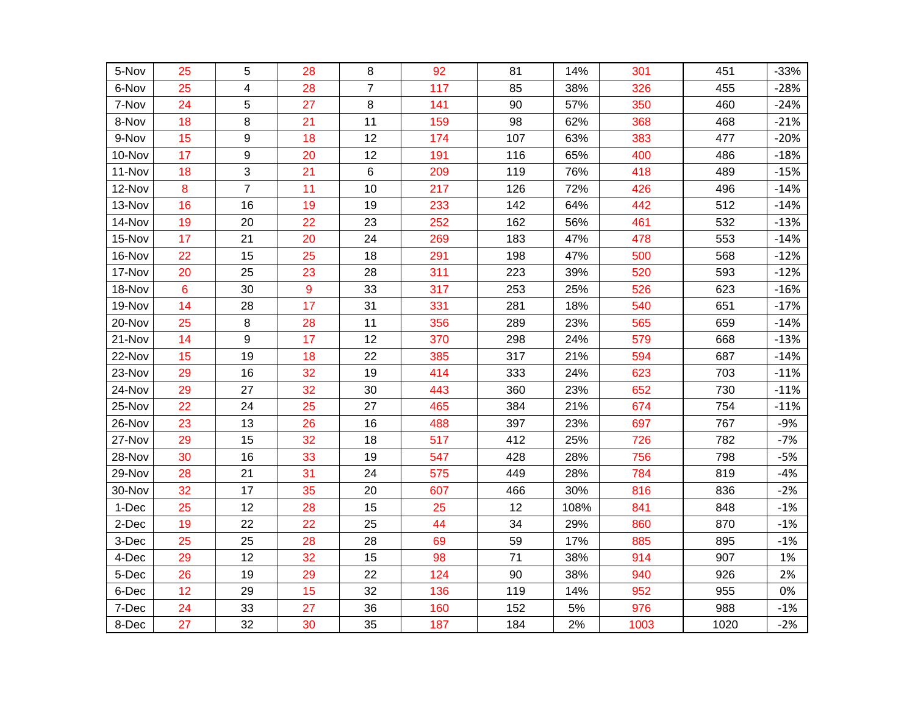| | | | | | | | | | | |
|---|---|---|---|---|---|---|---|---|---|---|
| 5-Nov | 25 | 5 | 28 | 8 | 92 | 81 | 14% | 301 | 451 | -33% |
| 6-Nov | 25 | 4 | 28 | 7 | 117 | 85 | 38% | 326 | 455 | -28% |
| 7-Nov | 24 | 5 | 27 | 8 | 141 | 90 | 57% | 350 | 460 | -24% |
| 8-Nov | 18 | 8 | 21 | 11 | 159 | 98 | 62% | 368 | 468 | -21% |
| 9-Nov | 15 | 9 | 18 | 12 | 174 | 107 | 63% | 383 | 477 | -20% |
| 10-Nov | 17 | 9 | 20 | 12 | 191 | 116 | 65% | 400 | 486 | -18% |
| 11-Nov | 18 | 3 | 21 | 6 | 209 | 119 | 76% | 418 | 489 | -15% |
| 12-Nov | 8 | 7 | 11 | 10 | 217 | 126 | 72% | 426 | 496 | -14% |
| 13-Nov | 16 | 16 | 19 | 19 | 233 | 142 | 64% | 442 | 512 | -14% |
| 14-Nov | 19 | 20 | 22 | 23 | 252 | 162 | 56% | 461 | 532 | -13% |
| 15-Nov | 17 | 21 | 20 | 24 | 269 | 183 | 47% | 478 | 553 | -14% |
| 16-Nov | 22 | 15 | 25 | 18 | 291 | 198 | 47% | 500 | 568 | -12% |
| 17-Nov | 20 | 25 | 23 | 28 | 311 | 223 | 39% | 520 | 593 | -12% |
| 18-Nov | 6 | 30 | 9 | 33 | 317 | 253 | 25% | 526 | 623 | -16% |
| 19-Nov | 14 | 28 | 17 | 31 | 331 | 281 | 18% | 540 | 651 | -17% |
| 20-Nov | 25 | 8 | 28 | 11 | 356 | 289 | 23% | 565 | 659 | -14% |
| 21-Nov | 14 | 9 | 17 | 12 | 370 | 298 | 24% | 579 | 668 | -13% |
| 22-Nov | 15 | 19 | 18 | 22 | 385 | 317 | 21% | 594 | 687 | -14% |
| 23-Nov | 29 | 16 | 32 | 19 | 414 | 333 | 24% | 623 | 703 | -11% |
| 24-Nov | 29 | 27 | 32 | 30 | 443 | 360 | 23% | 652 | 730 | -11% |
| 25-Nov | 22 | 24 | 25 | 27 | 465 | 384 | 21% | 674 | 754 | -11% |
| 26-Nov | 23 | 13 | 26 | 16 | 488 | 397 | 23% | 697 | 767 | -9% |
| 27-Nov | 29 | 15 | 32 | 18 | 517 | 412 | 25% | 726 | 782 | -7% |
| 28-Nov | 30 | 16 | 33 | 19 | 547 | 428 | 28% | 756 | 798 | -5% |
| 29-Nov | 28 | 21 | 31 | 24 | 575 | 449 | 28% | 784 | 819 | -4% |
| 30-Nov | 32 | 17 | 35 | 20 | 607 | 466 | 30% | 816 | 836 | -2% |
| 1-Dec | 25 | 12 | 28 | 15 | 25 | 12 | 108% | 841 | 848 | -1% |
| 2-Dec | 19 | 22 | 22 | 25 | 44 | 34 | 29% | 860 | 870 | -1% |
| 3-Dec | 25 | 25 | 28 | 28 | 69 | 59 | 17% | 885 | 895 | -1% |
| 4-Dec | 29 | 12 | 32 | 15 | 98 | 71 | 38% | 914 | 907 | 1% |
| 5-Dec | 26 | 19 | 29 | 22 | 124 | 90 | 38% | 940 | 926 | 2% |
| 6-Dec | 12 | 29 | 15 | 32 | 136 | 119 | 14% | 952 | 955 | 0% |
| 7-Dec | 24 | 33 | 27 | 36 | 160 | 152 | 5% | 976 | 988 | -1% |
| 8-Dec | 27 | 32 | 30 | 35 | 187 | 184 | 2% | 1003 | 1020 | -2% |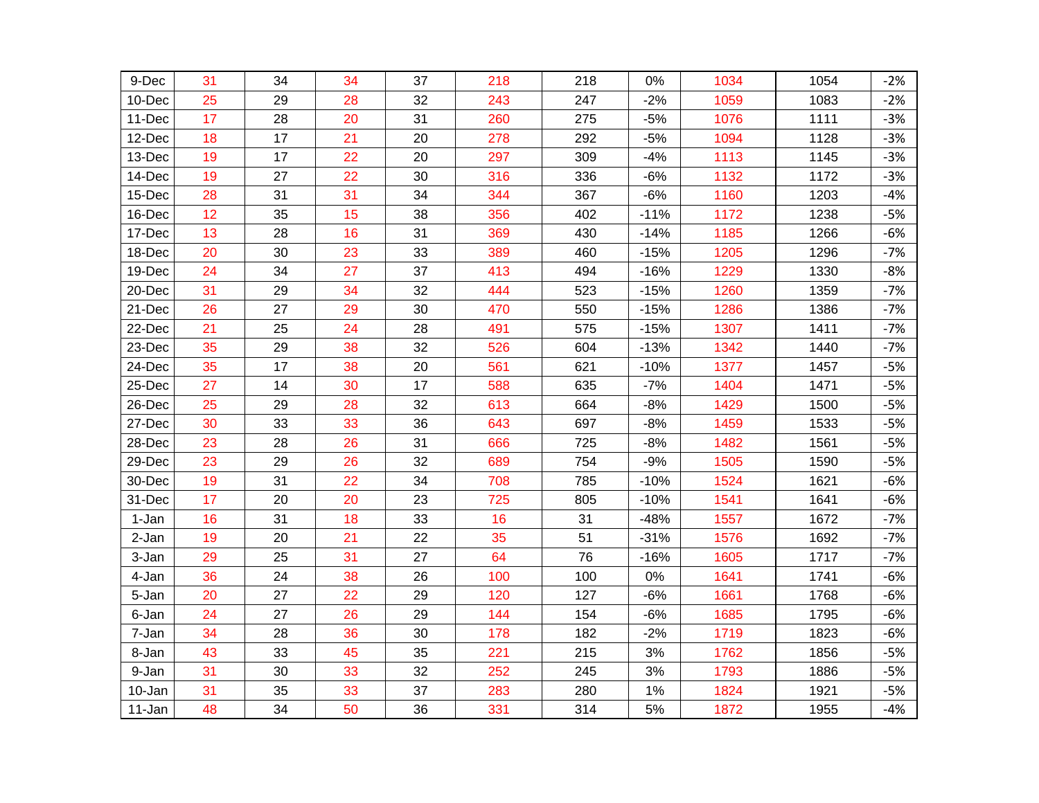| | | | | | | | | | | |
|---|---|---|---|---|---|---|---|---|---|---|
| 9-Dec | 31 | 34 | 34 | 37 | 218 | 218 | 0% | 1034 | 1054 | -2% |
| 10-Dec | 25 | 29 | 28 | 32 | 243 | 247 | -2% | 1059 | 1083 | -2% |
| 11-Dec | 17 | 28 | 20 | 31 | 260 | 275 | -5% | 1076 | 1111 | -3% |
| 12-Dec | 18 | 17 | 21 | 20 | 278 | 292 | -5% | 1094 | 1128 | -3% |
| 13-Dec | 19 | 17 | 22 | 20 | 297 | 309 | -4% | 1113 | 1145 | -3% |
| 14-Dec | 19 | 27 | 22 | 30 | 316 | 336 | -6% | 1132 | 1172 | -3% |
| 15-Dec | 28 | 31 | 31 | 34 | 344 | 367 | -6% | 1160 | 1203 | -4% |
| 16-Dec | 12 | 35 | 15 | 38 | 356 | 402 | -11% | 1172 | 1238 | -5% |
| 17-Dec | 13 | 28 | 16 | 31 | 369 | 430 | -14% | 1185 | 1266 | -6% |
| 18-Dec | 20 | 30 | 23 | 33 | 389 | 460 | -15% | 1205 | 1296 | -7% |
| 19-Dec | 24 | 34 | 27 | 37 | 413 | 494 | -16% | 1229 | 1330 | -8% |
| 20-Dec | 31 | 29 | 34 | 32 | 444 | 523 | -15% | 1260 | 1359 | -7% |
| 21-Dec | 26 | 27 | 29 | 30 | 470 | 550 | -15% | 1286 | 1386 | -7% |
| 22-Dec | 21 | 25 | 24 | 28 | 491 | 575 | -15% | 1307 | 1411 | -7% |
| 23-Dec | 35 | 29 | 38 | 32 | 526 | 604 | -13% | 1342 | 1440 | -7% |
| 24-Dec | 35 | 17 | 38 | 20 | 561 | 621 | -10% | 1377 | 1457 | -5% |
| 25-Dec | 27 | 14 | 30 | 17 | 588 | 635 | -7% | 1404 | 1471 | -5% |
| 26-Dec | 25 | 29 | 28 | 32 | 613 | 664 | -8% | 1429 | 1500 | -5% |
| 27-Dec | 30 | 33 | 33 | 36 | 643 | 697 | -8% | 1459 | 1533 | -5% |
| 28-Dec | 23 | 28 | 26 | 31 | 666 | 725 | -8% | 1482 | 1561 | -5% |
| 29-Dec | 23 | 29 | 26 | 32 | 689 | 754 | -9% | 1505 | 1590 | -5% |
| 30-Dec | 19 | 31 | 22 | 34 | 708 | 785 | -10% | 1524 | 1621 | -6% |
| 31-Dec | 17 | 20 | 20 | 23 | 725 | 805 | -10% | 1541 | 1641 | -6% |
| 1-Jan | 16 | 31 | 18 | 33 | 16 | 31 | -48% | 1557 | 1672 | -7% |
| 2-Jan | 19 | 20 | 21 | 22 | 35 | 51 | -31% | 1576 | 1692 | -7% |
| 3-Jan | 29 | 25 | 31 | 27 | 64 | 76 | -16% | 1605 | 1717 | -7% |
| 4-Jan | 36 | 24 | 38 | 26 | 100 | 100 | 0% | 1641 | 1741 | -6% |
| 5-Jan | 20 | 27 | 22 | 29 | 120 | 127 | -6% | 1661 | 1768 | -6% |
| 6-Jan | 24 | 27 | 26 | 29 | 144 | 154 | -6% | 1685 | 1795 | -6% |
| 7-Jan | 34 | 28 | 36 | 30 | 178 | 182 | -2% | 1719 | 1823 | -6% |
| 8-Jan | 43 | 33 | 45 | 35 | 221 | 215 | 3% | 1762 | 1856 | -5% |
| 9-Jan | 31 | 30 | 33 | 32 | 252 | 245 | 3% | 1793 | 1886 | -5% |
| 10-Jan | 31 | 35 | 33 | 37 | 283 | 280 | 1% | 1824 | 1921 | -5% |
| 11-Jan | 48 | 34 | 50 | 36 | 331 | 314 | 5% | 1872 | 1955 | -4% |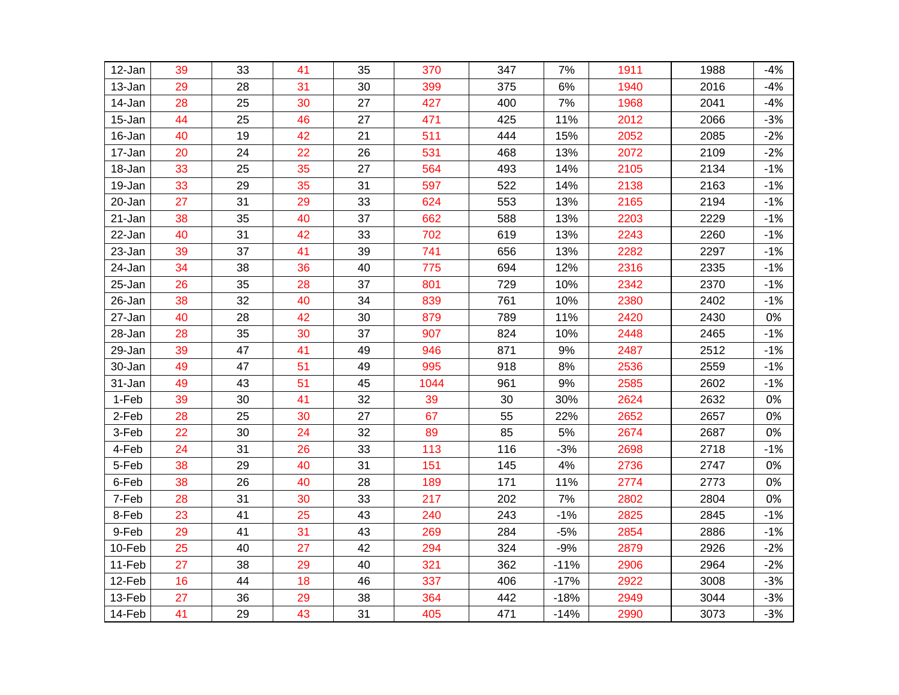| 12-Jan | 39 | 33 | 41 | 35 | 370 | 347 | 7% | 1911 | 1988 | -4% |
|---|---|---|---|---|---|---|---|---|---|---|
| 13-Jan | 29 | 28 | 31 | 30 | 399 | 375 | 6% | 1940 | 2016 | -4% |
| 14-Jan | 28 | 25 | 30 | 27 | 427 | 400 | 7% | 1968 | 2041 | -4% |
| 15-Jan | 44 | 25 | 46 | 27 | 471 | 425 | 11% | 2012 | 2066 | -3% |
| 16-Jan | 40 | 19 | 42 | 21 | 511 | 444 | 15% | 2052 | 2085 | -2% |
| 17-Jan | 20 | 24 | 22 | 26 | 531 | 468 | 13% | 2072 | 2109 | -2% |
| 18-Jan | 33 | 25 | 35 | 27 | 564 | 493 | 14% | 2105 | 2134 | -1% |
| 19-Jan | 33 | 29 | 35 | 31 | 597 | 522 | 14% | 2138 | 2163 | -1% |
| 20-Jan | 27 | 31 | 29 | 33 | 624 | 553 | 13% | 2165 | 2194 | -1% |
| 21-Jan | 38 | 35 | 40 | 37 | 662 | 588 | 13% | 2203 | 2229 | -1% |
| 22-Jan | 40 | 31 | 42 | 33 | 702 | 619 | 13% | 2243 | 2260 | -1% |
| 23-Jan | 39 | 37 | 41 | 39 | 741 | 656 | 13% | 2282 | 2297 | -1% |
| 24-Jan | 34 | 38 | 36 | 40 | 775 | 694 | 12% | 2316 | 2335 | -1% |
| 25-Jan | 26 | 35 | 28 | 37 | 801 | 729 | 10% | 2342 | 2370 | -1% |
| 26-Jan | 38 | 32 | 40 | 34 | 839 | 761 | 10% | 2380 | 2402 | -1% |
| 27-Jan | 40 | 28 | 42 | 30 | 879 | 789 | 11% | 2420 | 2430 | 0% |
| 28-Jan | 28 | 35 | 30 | 37 | 907 | 824 | 10% | 2448 | 2465 | -1% |
| 29-Jan | 39 | 47 | 41 | 49 | 946 | 871 | 9% | 2487 | 2512 | -1% |
| 30-Jan | 49 | 47 | 51 | 49 | 995 | 918 | 8% | 2536 | 2559 | -1% |
| 31-Jan | 49 | 43 | 51 | 45 | 1044 | 961 | 9% | 2585 | 2602 | -1% |
| 1-Feb | 39 | 30 | 41 | 32 | 39 | 30 | 30% | 2624 | 2632 | 0% |
| 2-Feb | 28 | 25 | 30 | 27 | 67 | 55 | 22% | 2652 | 2657 | 0% |
| 3-Feb | 22 | 30 | 24 | 32 | 89 | 85 | 5% | 2674 | 2687 | 0% |
| 4-Feb | 24 | 31 | 26 | 33 | 113 | 116 | -3% | 2698 | 2718 | -1% |
| 5-Feb | 38 | 29 | 40 | 31 | 151 | 145 | 4% | 2736 | 2747 | 0% |
| 6-Feb | 38 | 26 | 40 | 28 | 189 | 171 | 11% | 2774 | 2773 | 0% |
| 7-Feb | 28 | 31 | 30 | 33 | 217 | 202 | 7% | 2802 | 2804 | 0% |
| 8-Feb | 23 | 41 | 25 | 43 | 240 | 243 | -1% | 2825 | 2845 | -1% |
| 9-Feb | 29 | 41 | 31 | 43 | 269 | 284 | -5% | 2854 | 2886 | -1% |
| 10-Feb | 25 | 40 | 27 | 42 | 294 | 324 | -9% | 2879 | 2926 | -2% |
| 11-Feb | 27 | 38 | 29 | 40 | 321 | 362 | -11% | 2906 | 2964 | -2% |
| 12-Feb | 16 | 44 | 18 | 46 | 337 | 406 | -17% | 2922 | 3008 | -3% |
| 13-Feb | 27 | 36 | 29 | 38 | 364 | 442 | -18% | 2949 | 3044 | -3% |
| 14-Feb | 41 | 29 | 43 | 31 | 405 | 471 | -14% | 2990 | 3073 | -3% |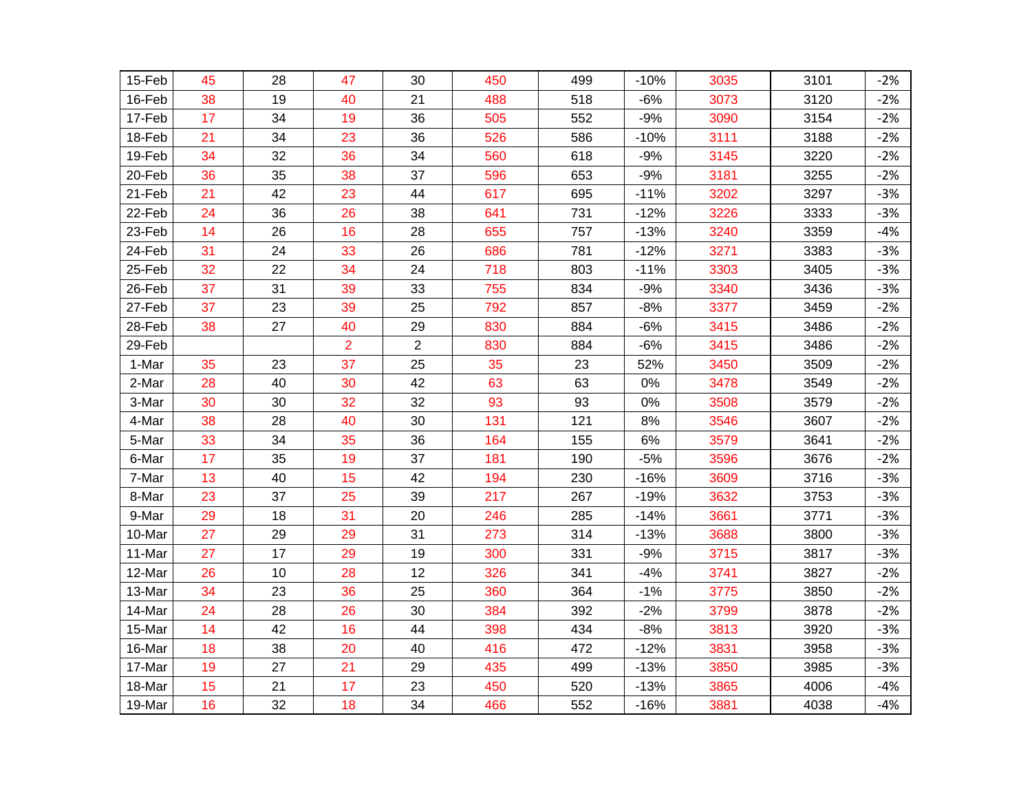| | | | | | | | | | | |
|---|---|---|---|---|---|---|---|---|---|---|
| 15-Feb | 45 | 28 | 47 | 30 | 450 | 499 | -10% | 3035 | 3101 | -2% |
| 16-Feb | 38 | 19 | 40 | 21 | 488 | 518 | -6% | 3073 | 3120 | -2% |
| 17-Feb | 17 | 34 | 19 | 36 | 505 | 552 | -9% | 3090 | 3154 | -2% |
| 18-Feb | 21 | 34 | 23 | 36 | 526 | 586 | -10% | 3111 | 3188 | -2% |
| 19-Feb | 34 | 32 | 36 | 34 | 560 | 618 | -9% | 3145 | 3220 | -2% |
| 20-Feb | 36 | 35 | 38 | 37 | 596 | 653 | -9% | 3181 | 3255 | -2% |
| 21-Feb | 21 | 42 | 23 | 44 | 617 | 695 | -11% | 3202 | 3297 | -3% |
| 22-Feb | 24 | 36 | 26 | 38 | 641 | 731 | -12% | 3226 | 3333 | -3% |
| 23-Feb | 14 | 26 | 16 | 28 | 655 | 757 | -13% | 3240 | 3359 | -4% |
| 24-Feb | 31 | 24 | 33 | 26 | 686 | 781 | -12% | 3271 | 3383 | -3% |
| 25-Feb | 32 | 22 | 34 | 24 | 718 | 803 | -11% | 3303 | 3405 | -3% |
| 26-Feb | 37 | 31 | 39 | 33 | 755 | 834 | -9% | 3340 | 3436 | -3% |
| 27-Feb | 37 | 23 | 39 | 25 | 792 | 857 | -8% | 3377 | 3459 | -2% |
| 28-Feb | 38 | 27 | 40 | 29 | 830 | 884 | -6% | 3415 | 3486 | -2% |
| 29-Feb | | | 2 | 2 | 830 | 884 | -6% | 3415 | 3486 | -2% |
| 1-Mar | 35 | 23 | 37 | 25 | 35 | 23 | 52% | 3450 | 3509 | -2% |
| 2-Mar | 28 | 40 | 30 | 42 | 63 | 63 | 0% | 3478 | 3549 | -2% |
| 3-Mar | 30 | 30 | 32 | 32 | 93 | 93 | 0% | 3508 | 3579 | -2% |
| 4-Mar | 38 | 28 | 40 | 30 | 131 | 121 | 8% | 3546 | 3607 | -2% |
| 5-Mar | 33 | 34 | 35 | 36 | 164 | 155 | 6% | 3579 | 3641 | -2% |
| 6-Mar | 17 | 35 | 19 | 37 | 181 | 190 | -5% | 3596 | 3676 | -2% |
| 7-Mar | 13 | 40 | 15 | 42 | 194 | 230 | -16% | 3609 | 3716 | -3% |
| 8-Mar | 23 | 37 | 25 | 39 | 217 | 267 | -19% | 3632 | 3753 | -3% |
| 9-Mar | 29 | 18 | 31 | 20 | 246 | 285 | -14% | 3661 | 3771 | -3% |
| 10-Mar | 27 | 29 | 29 | 31 | 273 | 314 | -13% | 3688 | 3800 | -3% |
| 11-Mar | 27 | 17 | 29 | 19 | 300 | 331 | -9% | 3715 | 3817 | -3% |
| 12-Mar | 26 | 10 | 28 | 12 | 326 | 341 | -4% | 3741 | 3827 | -2% |
| 13-Mar | 34 | 23 | 36 | 25 | 360 | 364 | -1% | 3775 | 3850 | -2% |
| 14-Mar | 24 | 28 | 26 | 30 | 384 | 392 | -2% | 3799 | 3878 | -2% |
| 15-Mar | 14 | 42 | 16 | 44 | 398 | 434 | -8% | 3813 | 3920 | -3% |
| 16-Mar | 18 | 38 | 20 | 40 | 416 | 472 | -12% | 3831 | 3958 | -3% |
| 17-Mar | 19 | 27 | 21 | 29 | 435 | 499 | -13% | 3850 | 3985 | -3% |
| 18-Mar | 15 | 21 | 17 | 23 | 450 | 520 | -13% | 3865 | 4006 | -4% |
| 19-Mar | 16 | 32 | 18 | 34 | 466 | 552 | -16% | 3881 | 4038 | -4% |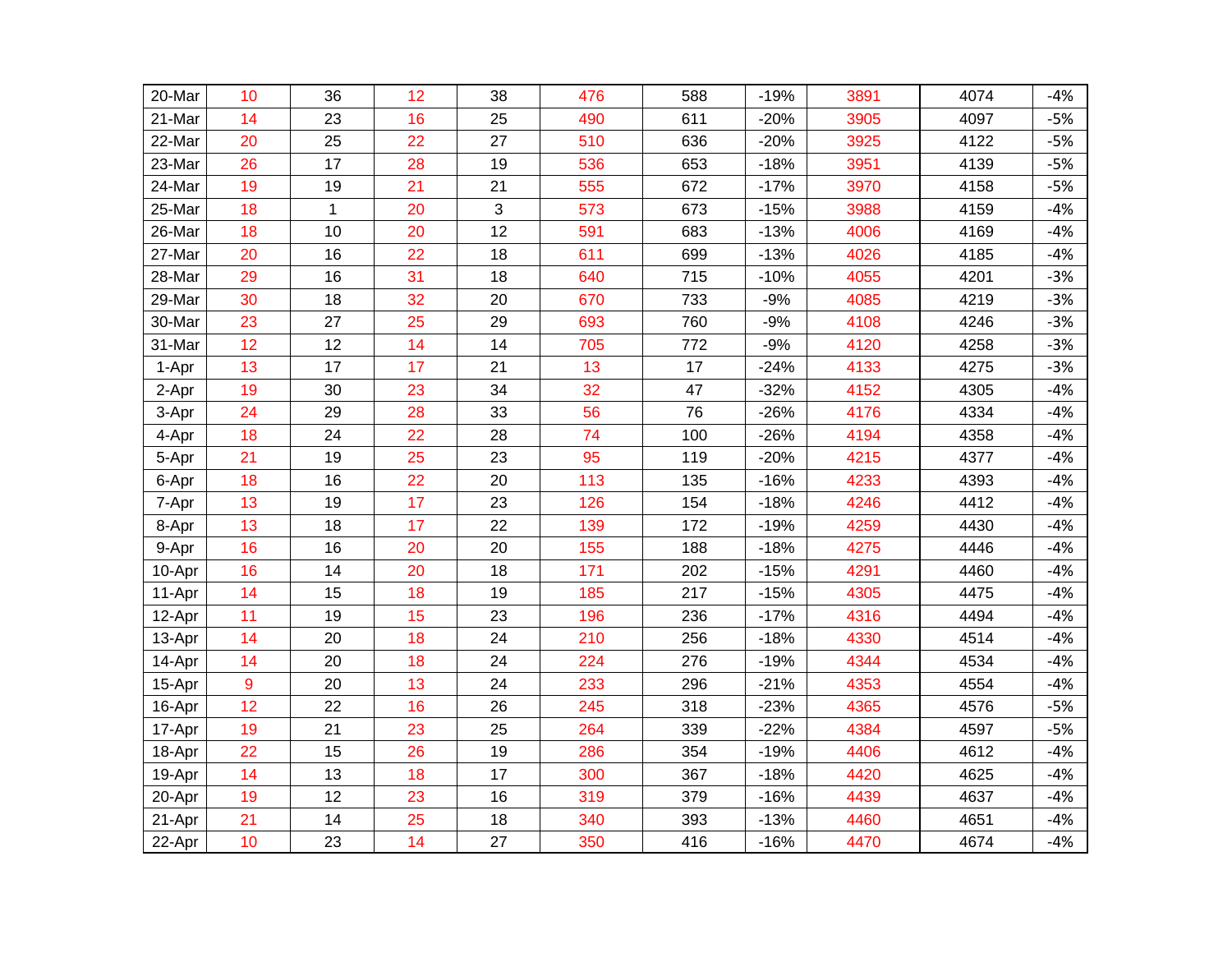| 20-Mar | 10 | 36 | 12 | 38 | 476 | 588 | -19% | 3891 | 4074 | -4% |
|---|---|---|---|---|---|---|---|---|---|---|
| 21-Mar | 14 | 23 | 16 | 25 | 490 | 611 | -20% | 3905 | 4097 | -5% |
| 22-Mar | 20 | 25 | 22 | 27 | 510 | 636 | -20% | 3925 | 4122 | -5% |
| 23-Mar | 26 | 17 | 28 | 19 | 536 | 653 | -18% | 3951 | 4139 | -5% |
| 24-Mar | 19 | 19 | 21 | 21 | 555 | 672 | -17% | 3970 | 4158 | -5% |
| 25-Mar | 18 | 1 | 20 | 3 | 573 | 673 | -15% | 3988 | 4159 | -4% |
| 26-Mar | 18 | 10 | 20 | 12 | 591 | 683 | -13% | 4006 | 4169 | -4% |
| 27-Mar | 20 | 16 | 22 | 18 | 611 | 699 | -13% | 4026 | 4185 | -4% |
| 28-Mar | 29 | 16 | 31 | 18 | 640 | 715 | -10% | 4055 | 4201 | -3% |
| 29-Mar | 30 | 18 | 32 | 20 | 670 | 733 | -9% | 4085 | 4219 | -3% |
| 30-Mar | 23 | 27 | 25 | 29 | 693 | 760 | -9% | 4108 | 4246 | -3% |
| 31-Mar | 12 | 12 | 14 | 14 | 705 | 772 | -9% | 4120 | 4258 | -3% |
| 1-Apr | 13 | 17 | 17 | 21 | 13 | 17 | -24% | 4133 | 4275 | -3% |
| 2-Apr | 19 | 30 | 23 | 34 | 32 | 47 | -32% | 4152 | 4305 | -4% |
| 3-Apr | 24 | 29 | 28 | 33 | 56 | 76 | -26% | 4176 | 4334 | -4% |
| 4-Apr | 18 | 24 | 22 | 28 | 74 | 100 | -26% | 4194 | 4358 | -4% |
| 5-Apr | 21 | 19 | 25 | 23 | 95 | 119 | -20% | 4215 | 4377 | -4% |
| 6-Apr | 18 | 16 | 22 | 20 | 113 | 135 | -16% | 4233 | 4393 | -4% |
| 7-Apr | 13 | 19 | 17 | 23 | 126 | 154 | -18% | 4246 | 4412 | -4% |
| 8-Apr | 13 | 18 | 17 | 22 | 139 | 172 | -19% | 4259 | 4430 | -4% |
| 9-Apr | 16 | 16 | 20 | 20 | 155 | 188 | -18% | 4275 | 4446 | -4% |
| 10-Apr | 16 | 14 | 20 | 18 | 171 | 202 | -15% | 4291 | 4460 | -4% |
| 11-Apr | 14 | 15 | 18 | 19 | 185 | 217 | -15% | 4305 | 4475 | -4% |
| 12-Apr | 11 | 19 | 15 | 23 | 196 | 236 | -17% | 4316 | 4494 | -4% |
| 13-Apr | 14 | 20 | 18 | 24 | 210 | 256 | -18% | 4330 | 4514 | -4% |
| 14-Apr | 14 | 20 | 18 | 24 | 224 | 276 | -19% | 4344 | 4534 | -4% |
| 15-Apr | 9 | 20 | 13 | 24 | 233 | 296 | -21% | 4353 | 4554 | -4% |
| 16-Apr | 12 | 22 | 16 | 26 | 245 | 318 | -23% | 4365 | 4576 | -5% |
| 17-Apr | 19 | 21 | 23 | 25 | 264 | 339 | -22% | 4384 | 4597 | -5% |
| 18-Apr | 22 | 15 | 26 | 19 | 286 | 354 | -19% | 4406 | 4612 | -4% |
| 19-Apr | 14 | 13 | 18 | 17 | 300 | 367 | -18% | 4420 | 4625 | -4% |
| 20-Apr | 19 | 12 | 23 | 16 | 319 | 379 | -16% | 4439 | 4637 | -4% |
| 21-Apr | 21 | 14 | 25 | 18 | 340 | 393 | -13% | 4460 | 4651 | -4% |
| 22-Apr | 10 | 23 | 14 | 27 | 350 | 416 | -16% | 4470 | 4674 | -4% |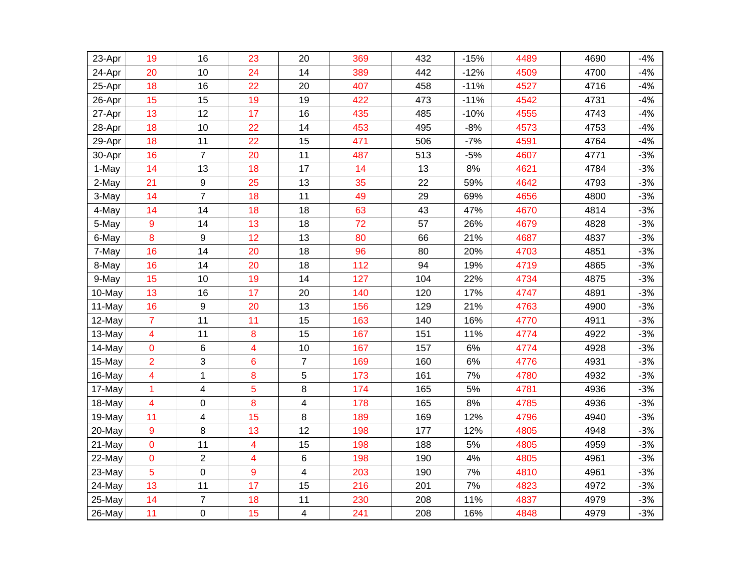| | | | | | | | | | | |
|---|---|---|---|---|---|---|---|---|---|---|
| 23-Apr | 19 | 16 | 23 | 20 | 369 | 432 | -15% | 4489 | 4690 | -4% |
| 24-Apr | 20 | 10 | 24 | 14 | 389 | 442 | -12% | 4509 | 4700 | -4% |
| 25-Apr | 18 | 16 | 22 | 20 | 407 | 458 | -11% | 4527 | 4716 | -4% |
| 26-Apr | 15 | 15 | 19 | 19 | 422 | 473 | -11% | 4542 | 4731 | -4% |
| 27-Apr | 13 | 12 | 17 | 16 | 435 | 485 | -10% | 4555 | 4743 | -4% |
| 28-Apr | 18 | 10 | 22 | 14 | 453 | 495 | -8% | 4573 | 4753 | -4% |
| 29-Apr | 18 | 11 | 22 | 15 | 471 | 506 | -7% | 4591 | 4764 | -4% |
| 30-Apr | 16 | 7 | 20 | 11 | 487 | 513 | -5% | 4607 | 4771 | -3% |
| 1-May | 14 | 13 | 18 | 17 | 14 | 13 | 8% | 4621 | 4784 | -3% |
| 2-May | 21 | 9 | 25 | 13 | 35 | 22 | 59% | 4642 | 4793 | -3% |
| 3-May | 14 | 7 | 18 | 11 | 49 | 29 | 69% | 4656 | 4800 | -3% |
| 4-May | 14 | 14 | 18 | 18 | 63 | 43 | 47% | 4670 | 4814 | -3% |
| 5-May | 9 | 14 | 13 | 18 | 72 | 57 | 26% | 4679 | 4828 | -3% |
| 6-May | 8 | 9 | 12 | 13 | 80 | 66 | 21% | 4687 | 4837 | -3% |
| 7-May | 16 | 14 | 20 | 18 | 96 | 80 | 20% | 4703 | 4851 | -3% |
| 8-May | 16 | 14 | 20 | 18 | 112 | 94 | 19% | 4719 | 4865 | -3% |
| 9-May | 15 | 10 | 19 | 14 | 127 | 104 | 22% | 4734 | 4875 | -3% |
| 10-May | 13 | 16 | 17 | 20 | 140 | 120 | 17% | 4747 | 4891 | -3% |
| 11-May | 16 | 9 | 20 | 13 | 156 | 129 | 21% | 4763 | 4900 | -3% |
| 12-May | 7 | 11 | 11 | 15 | 163 | 140 | 16% | 4770 | 4911 | -3% |
| 13-May | 4 | 11 | 8 | 15 | 167 | 151 | 11% | 4774 | 4922 | -3% |
| 14-May | 0 | 6 | 4 | 10 | 167 | 157 | 6% | 4774 | 4928 | -3% |
| 15-May | 2 | 3 | 6 | 7 | 169 | 160 | 6% | 4776 | 4931 | -3% |
| 16-May | 4 | 1 | 8 | 5 | 173 | 161 | 7% | 4780 | 4932 | -3% |
| 17-May | 1 | 4 | 5 | 8 | 174 | 165 | 5% | 4781 | 4936 | -3% |
| 18-May | 4 | 0 | 8 | 4 | 178 | 165 | 8% | 4785 | 4936 | -3% |
| 19-May | 11 | 4 | 15 | 8 | 189 | 169 | 12% | 4796 | 4940 | -3% |
| 20-May | 9 | 8 | 13 | 12 | 198 | 177 | 12% | 4805 | 4948 | -3% |
| 21-May | 0 | 11 | 4 | 15 | 198 | 188 | 5% | 4805 | 4959 | -3% |
| 22-May | 0 | 2 | 4 | 6 | 198 | 190 | 4% | 4805 | 4961 | -3% |
| 23-May | 5 | 0 | 9 | 4 | 203 | 190 | 7% | 4810 | 4961 | -3% |
| 24-May | 13 | 11 | 17 | 15 | 216 | 201 | 7% | 4823 | 4972 | -3% |
| 25-May | 14 | 7 | 18 | 11 | 230 | 208 | 11% | 4837 | 4979 | -3% |
| 26-May | 11 | 0 | 15 | 4 | 241 | 208 | 16% | 4848 | 4979 | -3% |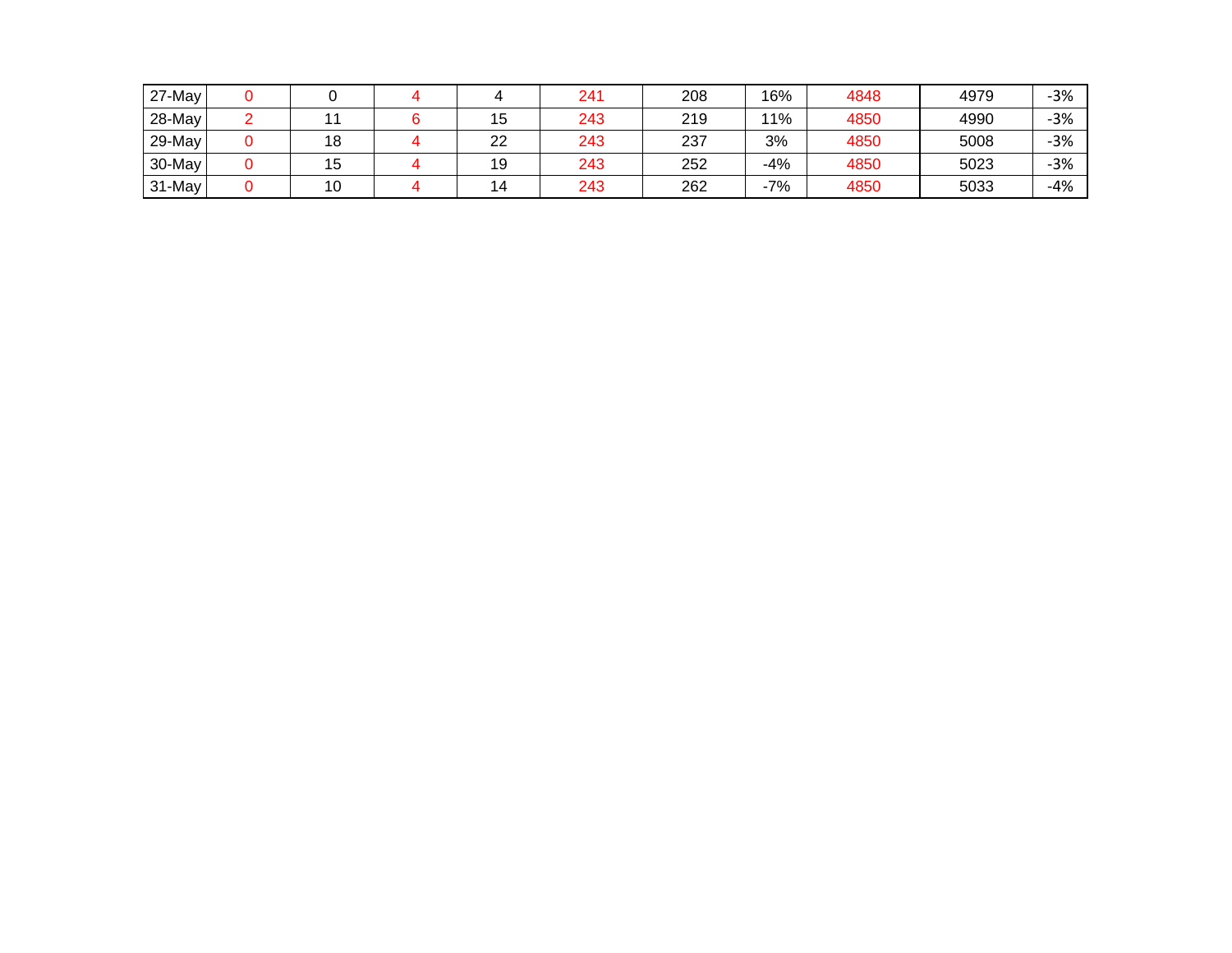| | | | | | | | | | | |
|---|---|---|---|---|---|---|---|---|---|---|
| 27-May | 0 | 0 | 4 | 4 | 241 | 208 | 16% | 4848 | 4979 | -3% |
| 28-May | 2 | 11 | 6 | 15 | 243 | 219 | 11% | 4850 | 4990 | -3% |
| 29-May | 0 | 18 | 4 | 22 | 243 | 237 | 3% | 4850 | 5008 | -3% |
| 30-May | 0 | 15 | 4 | 19 | 243 | 252 | -4% | 4850 | 5023 | -3% |
| 31-May | 0 | 10 | 4 | 14 | 243 | 262 | -7% | 4850 | 5033 | -4% |